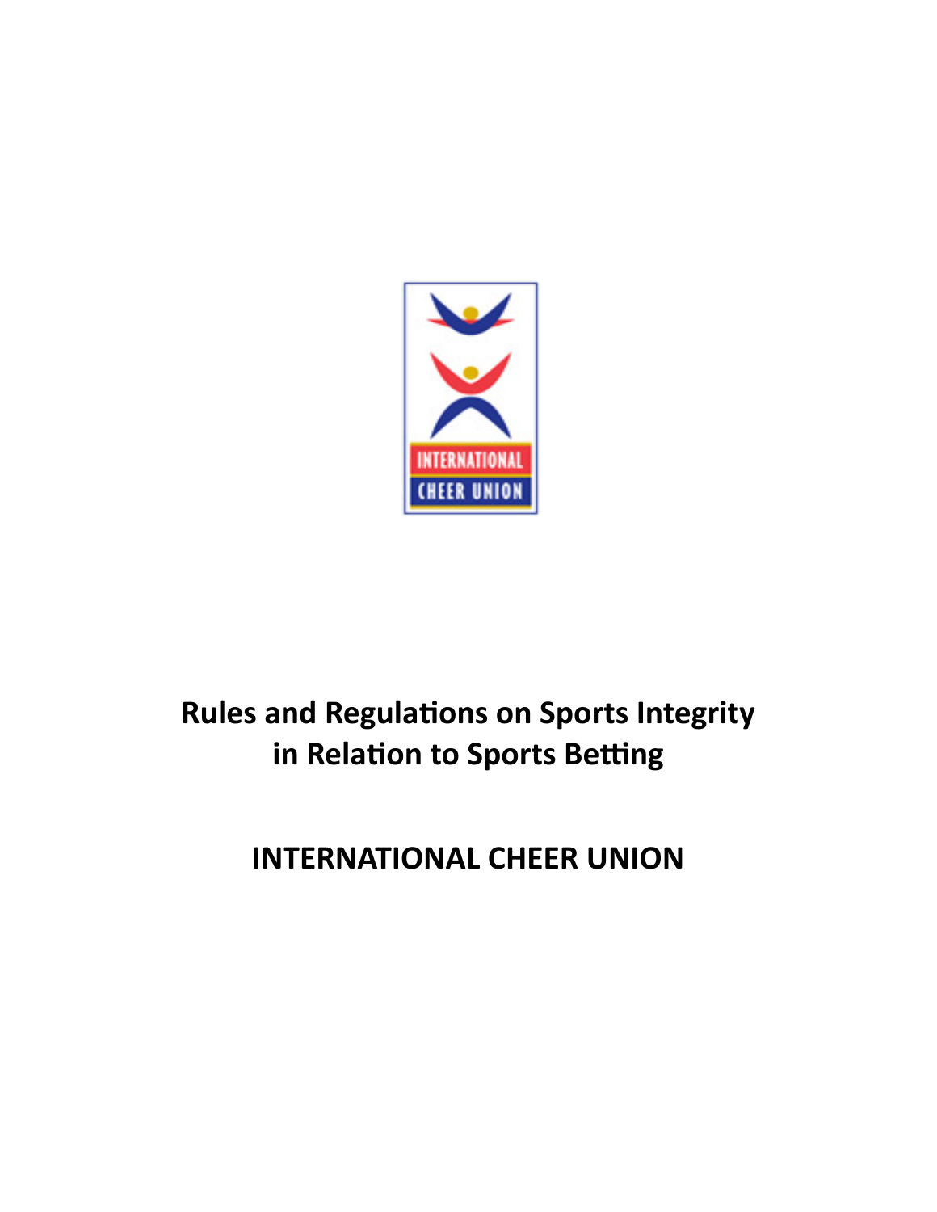# Rules and Regulations on Sports Integrity in Relation to Sports Betting

## INTERNATIONAL CHEER UNION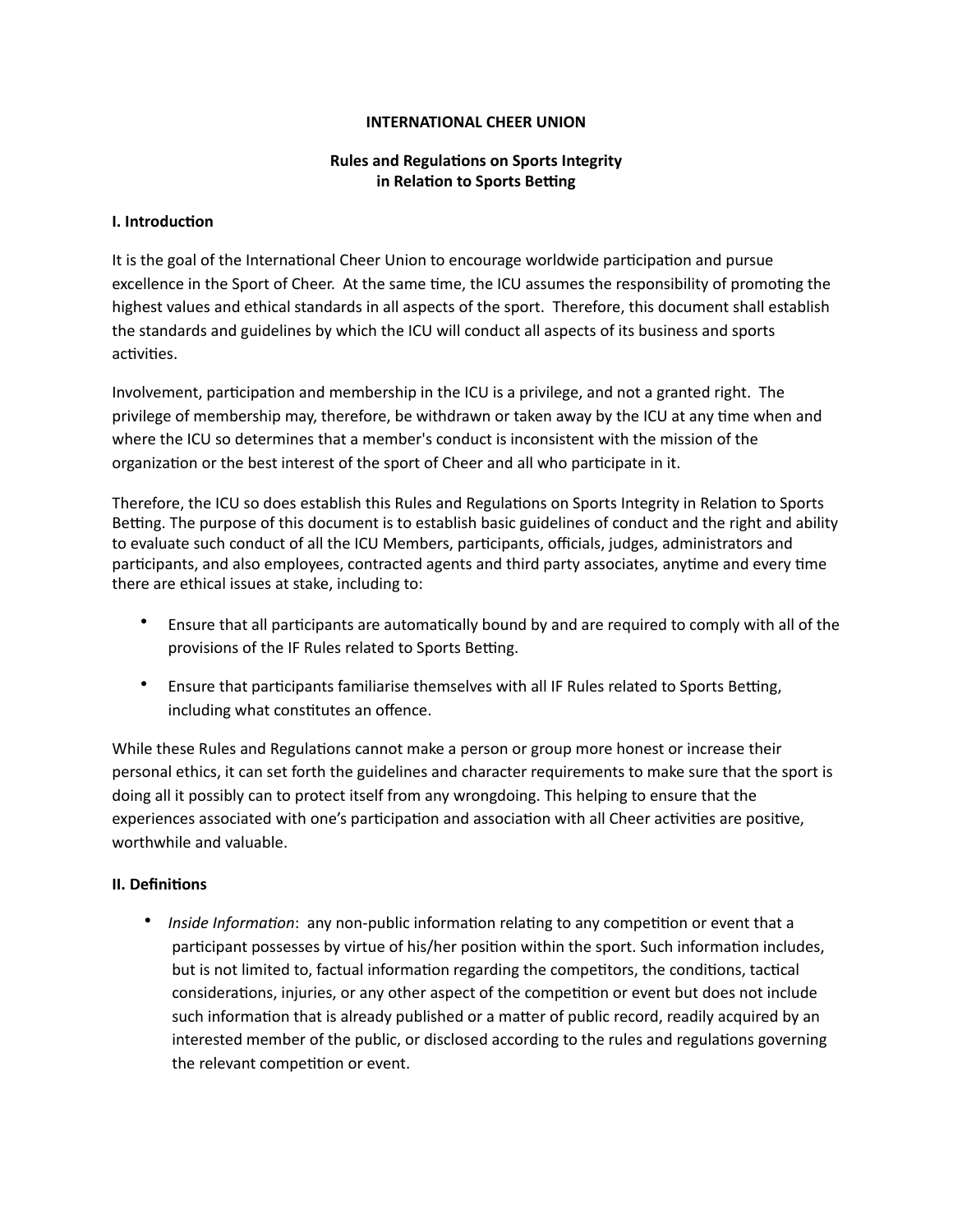**INTERNATIONAL CHEER UNION**

**Rules and Regulations on Sports Integrity in Relation to Sports Betting**

## I. Introduction

It is the goal of the International Cheer Union to encourage worldwide participation and pursue excellence in the Sport of Cheer. At the same time, the ICU assumes the responsibility of promoting the highest values and ethical standards in all aspects of the sport. Therefore, this document shall establish the standards and guidelines by which the ICU will conduct all aspects of its business and sports activities.

Involvement, participation and membership in the ICU is a privilege, and not a granted right. The privilege of membership may, therefore, be withdrawn or taken away by the ICU at any time when and where the ICU so determines that a member's conduct is inconsistent with the mission of the organization or the best interest of the sport of Cheer and all who participate in it.

Therefore, the ICU so does establish this Rules and Regulations on Sports Integrity in Relation to Sports Betting. The purpose of this document is to establish basic guidelines of conduct and the right and ability to evaluate such conduct of all the ICU Members, participants, officials, judges, administrators and participants, and also employees, contracted agents and third party associates, anytime and every time there are ethical issues at stake, including to:

- Ensure that all participants are automatically bound by and are required to comply with all of the provisions of the IF Rules related to Sports Betting.
- Ensure that participants familiarise themselves with all IF Rules related to Sports Betting, including what constitutes an offence.

While these Rules and Regulations cannot make a person or group more honest or increase their personal ethics, it can set forth the guidelines and character requirements to make sure that the sport is doing all it possibly can to protect itself from any wrongdoing. This helping to ensure that the experiences associated with one's participation and association with all Cheer activities are positive, worthwhile and valuable.

## II. Definitions

- *Inside Information*: any non-public information relating to any competition or event that a participant possesses by virtue of his/her position within the sport. Such information includes, but is not limited to, factual information regarding the competitors, the conditions, tactical considerations, injuries, or any other aspect of the competition or event but does not include such information that is already published or a matter of public record, readily acquired by an interested member of the public, or disclosed according to the rules and regulations governing the relevant competition or event.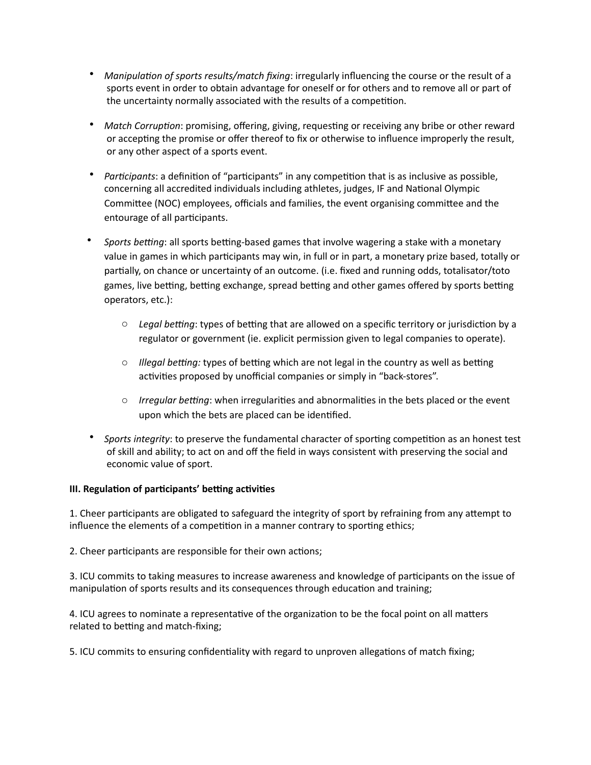- *Manipulation of sports results/match fixing*: irregularly influencing the course or the result of a sports event in order to obtain advantage for oneself or for others and to remove all or part of the uncertainty normally associated with the results of a competition.

- *Match Corruption*: promising, offering, giving, requesting or receiving any bribe or other reward or accepting the promise or offer thereof to fix or otherwise to influence improperly the result, or any other aspect of a sports event.

- *Participants*: a definition of "participants" in any competition that is as inclusive as possible, concerning all accredited individuals including athletes, judges, IF and National Olympic Committee (NOC) employees, officials and families, the event organising committee and the entourage of all participants.

- *Sports betting*: all sports betting-based games that involve wagering a stake with a monetary value in games in which participants may win, in full or in part, a monetary prize based, totally or partially, on chance or uncertainty of an outcome. (i.e. fixed and running odds, totalisator/toto games, live betting, betting exchange, spread betting and other games offered by sports betting operators, etc.):
    - *Legal betting*: types of betting that are allowed on a specific territory or jurisdiction by a regulator or government (ie. explicit permission given to legal companies to operate).
    - *Illegal betting:* types of betting which are not legal in the country as well as betting activities proposed by unofficial companies or simply in "back-stores".
    - *Irregular betting*: when irregularities and abnormalities in the bets placed or the event upon which the bets are placed can be identified.

- *Sports integrity*: to preserve the fundamental character of sporting competition as an honest test of skill and ability; to act on and off the field in ways consistent with preserving the social and economic value of sport.

**III. Regulation of participants' betting activities**

1. Cheer participants are obligated to safeguard the integrity of sport by refraining from any attempt to influence the elements of a competition in a manner contrary to sporting ethics;

2. Cheer participants are responsible for their own actions;

3. ICU commits to taking measures to increase awareness and knowledge of participants on the issue of manipulation of sports results and its consequences through education and training;

4. ICU agrees to nominate a representative of the organization to be the focal point on all matters related to betting and match-fixing;

5. ICU commits to ensuring confidentiality with regard to unproven allegations of match fixing;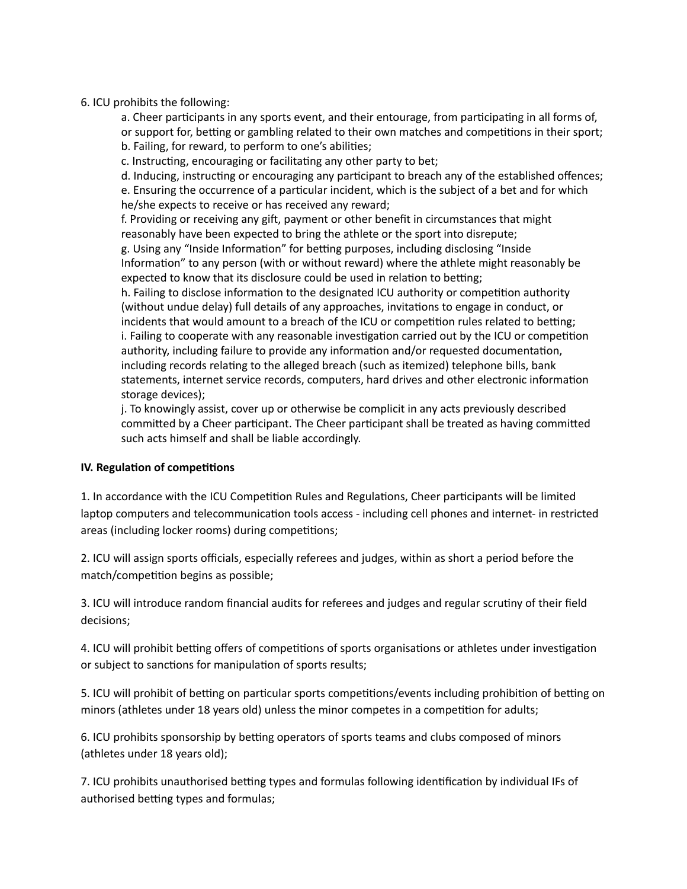6. ICU prohibits the following:

a. Cheer participants in any sports event, and their entourage, from participating in all forms of, or support for, betting or gambling related to their own matches and competitions in their sport;
b. Failing, for reward, to perform to one's abilities;
c. Instructing, encouraging or facilitating any other party to bet;
d. Inducing, instructing or encouraging any participant to breach any of the established offences;
e. Ensuring the occurrence of a particular incident, which is the subject of a bet and for which he/she expects to receive or has received any reward;
f. Providing or receiving any gift, payment or other benefit in circumstances that might reasonably have been expected to bring the athlete or the sport into disrepute;
g. Using any "Inside Information" for betting purposes, including disclosing "Inside Information" to any person (with or without reward) where the athlete might reasonably be expected to know that its disclosure could be used in relation to betting;
h. Failing to disclose information to the designated ICU authority or competition authority (without undue delay) full details of any approaches, invitations to engage in conduct, or incidents that would amount to a breach of the ICU or competition rules related to betting;
i. Failing to cooperate with any reasonable investigation carried out by the ICU or competition authority, including failure to provide any information and/or requested documentation, including records relating to the alleged breach (such as itemized) telephone bills, bank statements, internet service records, computers, hard drives and other electronic information storage devices);
j. To knowingly assist, cover up or otherwise be complicit in any acts previously described committed by a Cheer participant. The Cheer participant shall be treated as having committed such acts himself and shall be liable accordingly.

**IV. Regulation of competitions**

1. In accordance with the ICU Competition Rules and Regulations, Cheer participants will be limited laptop computers and telecommunication tools access - including cell phones and internet- in restricted areas (including locker rooms) during competitions;

2. ICU will assign sports officials, especially referees and judges, within as short a period before the match/competition begins as possible;

3. ICU will introduce random financial audits for referees and judges and regular scrutiny of their field decisions;

4. ICU will prohibit betting offers of competitions of sports organisations or athletes under investigation or subject to sanctions for manipulation of sports results;

5. ICU will prohibit of betting on particular sports competitions/events including prohibition of betting on minors (athletes under 18 years old) unless the minor competes in a competition for adults;

6. ICU prohibits sponsorship by betting operators of sports teams and clubs composed of minors (athletes under 18 years old);

7. ICU prohibits unauthorised betting types and formulas following identification by individual IFs of authorised betting types and formulas;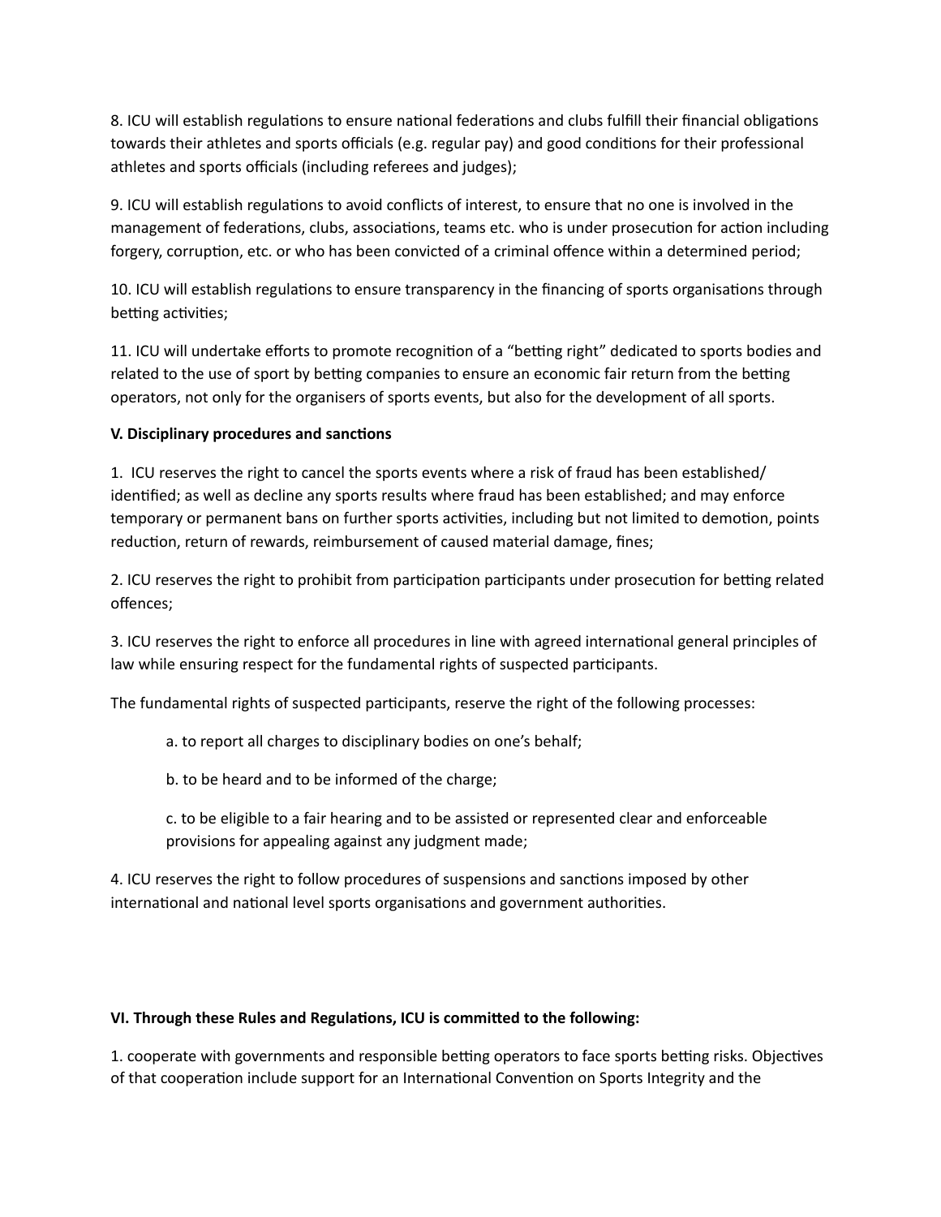8. ICU will establish regulations to ensure national federations and clubs fulfill their financial obligations towards their athletes and sports officials (e.g. regular pay) and good conditions for their professional athletes and sports officials (including referees and judges);

9. ICU will establish regulations to avoid conflicts of interest, to ensure that no one is involved in the management of federations, clubs, associations, teams etc. who is under prosecution for action including forgery, corruption, etc. or who has been convicted of a criminal offence within a determined period;

10. ICU will establish regulations to ensure transparency in the financing of sports organisations through betting activities;

11. ICU will undertake efforts to promote recognition of a “betting right” dedicated to sports bodies and related to the use of sport by betting companies to ensure an economic fair return from the betting operators, not only for the organisers of sports events, but also for the development of all sports.

**V. Disciplinary procedures and sanctions**

1. ICU reserves the right to cancel the sports events where a risk of fraud has been established/ identified; as well as decline any sports results where fraud has been established; and may enforce temporary or permanent bans on further sports activities, including but not limited to demotion, points reduction, return of rewards, reimbursement of caused material damage, fines;

2. ICU reserves the right to prohibit from participation participants under prosecution for betting related offences;

3. ICU reserves the right to enforce all procedures in line with agreed international general principles of law while ensuring respect for the fundamental rights of suspected participants.

The fundamental rights of suspected participants, reserve the right of the following processes:

> a. to report all charges to disciplinary bodies on one’s behalf;
>
> b. to be heard and to be informed of the charge;
>
> c. to be eligible to a fair hearing and to be assisted or represented clear and enforceable provisions for appealing against any judgment made;

4. ICU reserves the right to follow procedures of suspensions and sanctions imposed by other international and national level sports organisations and government authorities.

**VI. Through these Rules and Regulations, ICU is committed to the following:**

1. cooperate with governments and responsible betting operators to face sports betting risks. Objectives of that cooperation include support for an International Convention on Sports Integrity and the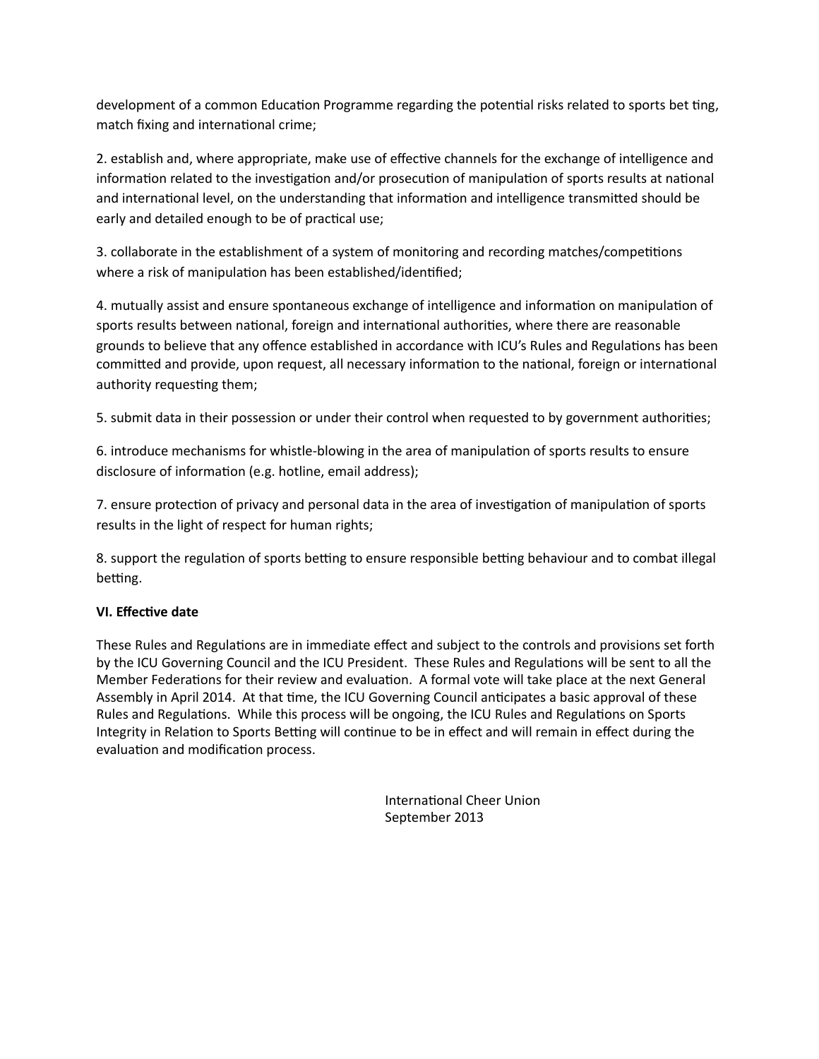development of a common Education Programme regarding the potential risks related to sports bet ting, match fixing and international crime;

2. establish and, where appropriate, make use of effective channels for the exchange of intelligence and information related to the investigation and/or prosecution of manipulation of sports results at national and international level, on the understanding that information and intelligence transmitted should be early and detailed enough to be of practical use;

3. collaborate in the establishment of a system of monitoring and recording matches/competitions where a risk of manipulation has been established/identified;

4. mutually assist and ensure spontaneous exchange of intelligence and information on manipulation of sports results between national, foreign and international authorities, where there are reasonable grounds to believe that any offence established in accordance with ICU's Rules and Regulations has been committed and provide, upon request, all necessary information to the national, foreign or international authority requesting them;

5. submit data in their possession or under their control when requested to by government authorities;

6. introduce mechanisms for whistle-blowing in the area of manipulation of sports results to ensure disclosure of information (e.g. hotline, email address);

7. ensure protection of privacy and personal data in the area of investigation of manipulation of sports results in the light of respect for human rights;

8. support the regulation of sports betting to ensure responsible betting behaviour and to combat illegal betting.

**VI. Effective date**

These Rules and Regulations are in immediate effect and subject to the controls and provisions set forth by the ICU Governing Council and the ICU President. These Rules and Regulations will be sent to all the Member Federations for their review and evaluation. A formal vote will take place at the next General Assembly in April 2014. At that time, the ICU Governing Council anticipates a basic approval of these Rules and Regulations. While this process will be ongoing, the ICU Rules and Regulations on Sports Integrity in Relation to Sports Betting will continue to be in effect and will remain in effect during the evaluation and modification process.

International Cheer Union
September 2013